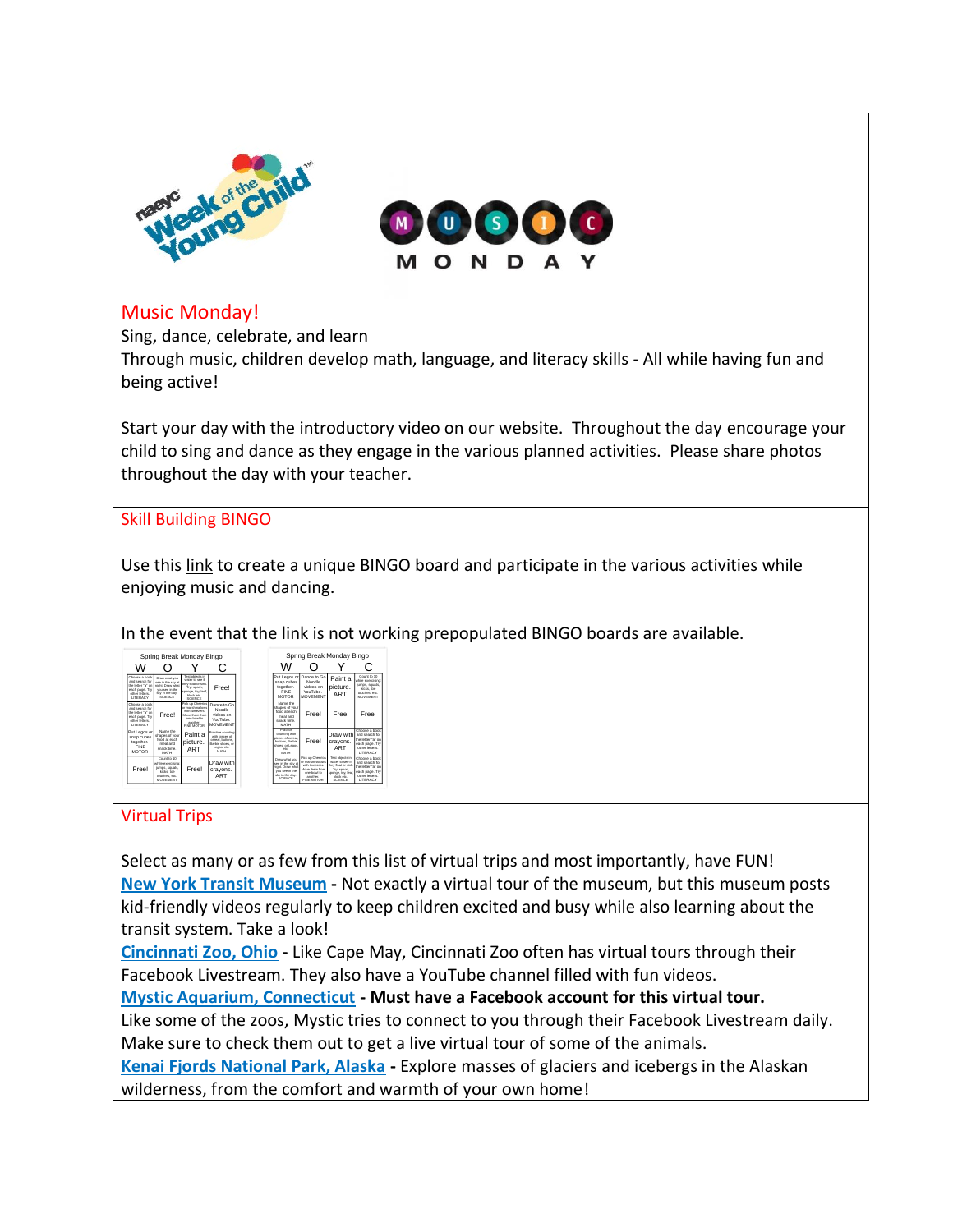## Music Monday!

Sing, dance, celebrate, and learn

Through music, children develop math, language, and literacy skills - All while having fun and being active!

Start your day with the introductory video on our website. Throughout the day encourage your child to sing and dance as they engage in the various planned activities. Please share photos throughout the day with your teacher.

## Skill Building BINGO

Use this link to create a unique BINGO board and participate in the various activities while enjoying music and dancing.

In the event that the link is not working prepopulated BINGO boards are available.

## Virtual Trips

Select as many or as few from this list of virtual trips and most importantly, have FUN!

**New York Transit Museum** - Not exactly a virtual tour of the museum, but this museum posts kid-friendly videos regularly to keep children excited and busy while also learning about the transit system. Take a look!

**Cincinnati Zoo, Ohio** - Like Cape May, Cincinnati Zoo often has virtual tours through their Facebook Livestream. They also have a YouTube channel filled with fun videos.

**Mystic Aquarium, Connecticut** - **Must have a Facebook account for this virtual tour.** Like some of the zoos, Mystic tries to connect to you through their Facebook Livestream daily. Make sure to check them out to get a live virtual tour of some of the animals.

**Kenai Fjords National Park, Alaska** - Explore masses of glaciers and icebergs in the Alaskan wilderness, from the comfort and warmth of your own home!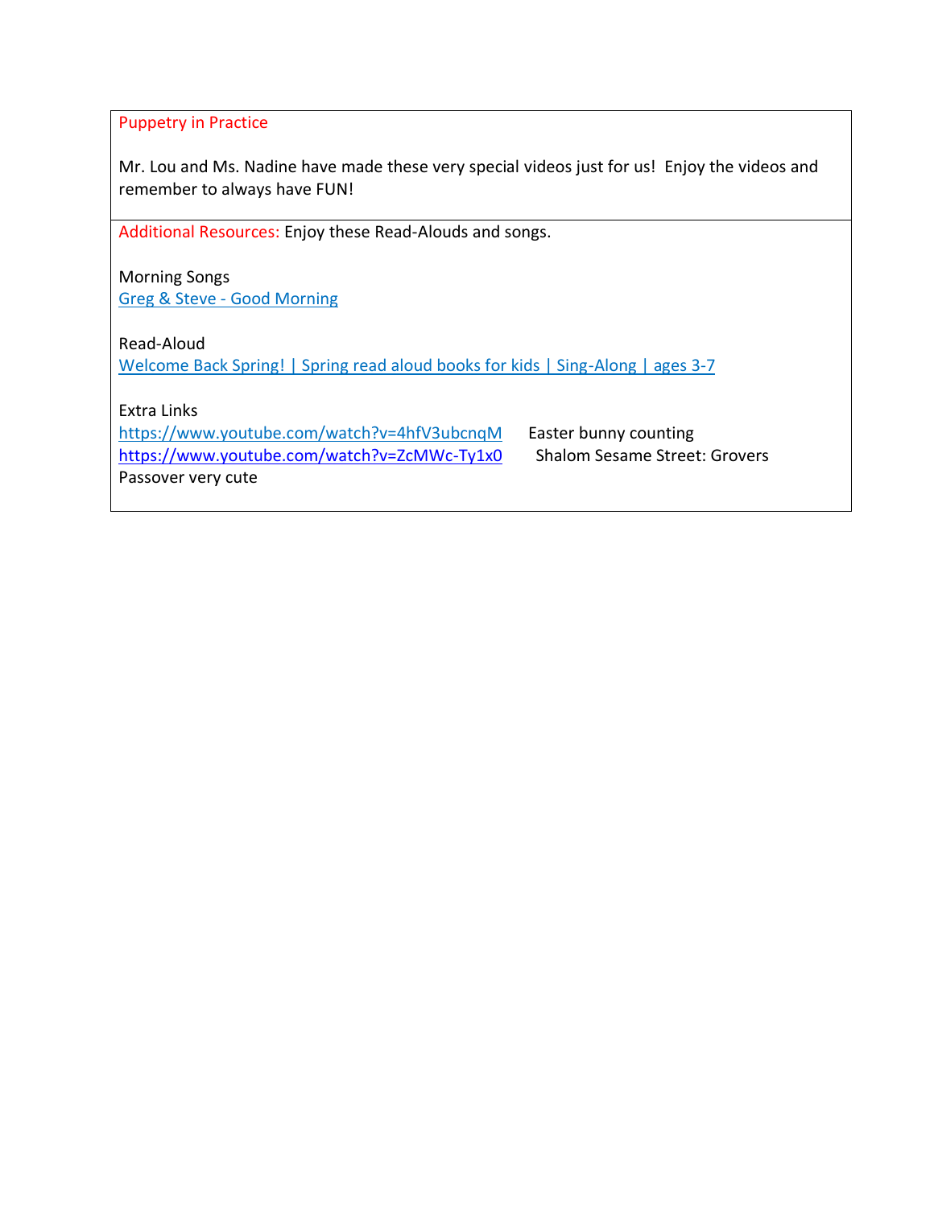Puppetry in Practice

Mr. Lou and Ms. Nadine have made these very special videos just for us! Enjoy the videos and remember to always have FUN!

Additional Resources: Enjoy these Read-Alouds and songs.

Morning Songs
Greg & Steve - Good Morning

Read-Aloud
Welcome Back Spring! | Spring read aloud books for kids | Sing-Along | ages 3-7

Extra Links
https://www.youtube.com/watch?v=4hfV3ubcnqM Easter bunny counting
https://www.youtube.com/watch?v=ZcMWc-Ty1x0 Shalom Sesame Street: Grovers Passover very cute